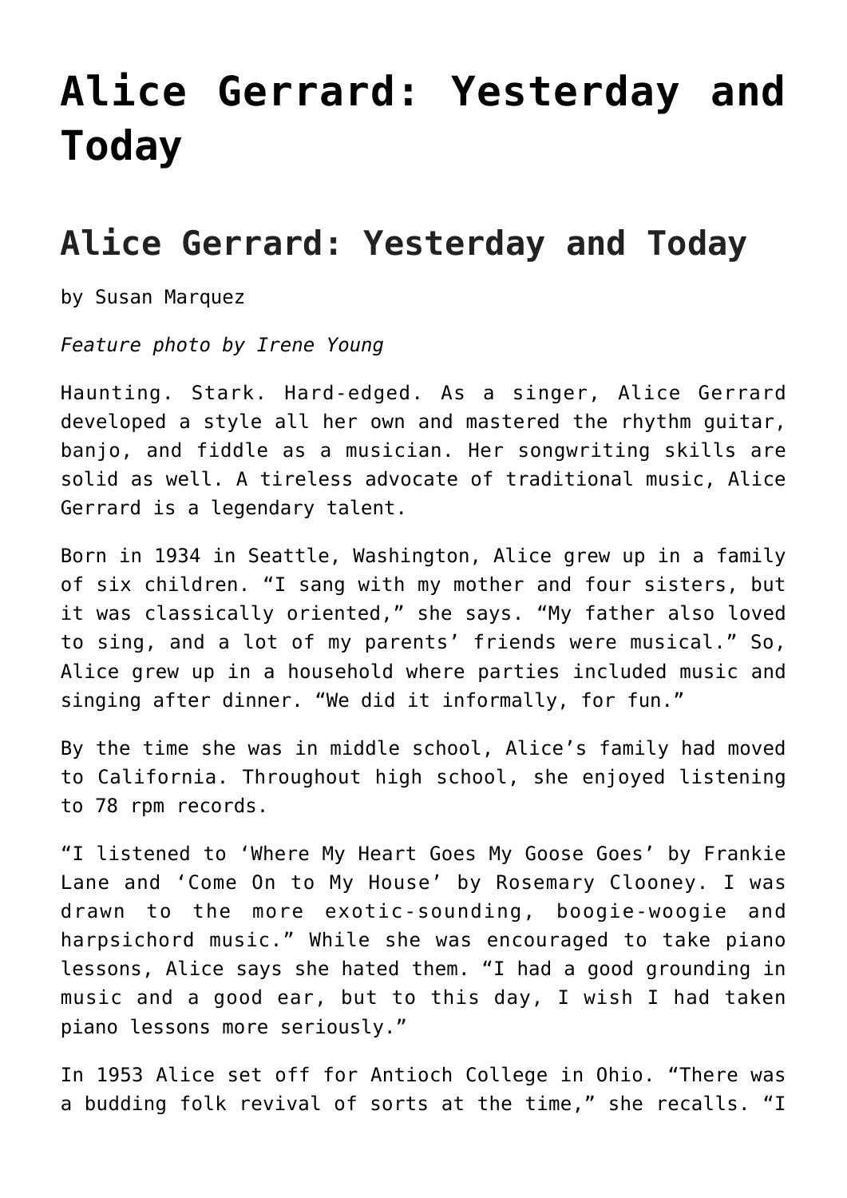# Alice Gerrard: Yesterday and Today

## Alice Gerrard: Yesterday and Today

by Susan Marquez

*Feature photo by Irene Young*

Haunting. Stark. Hard-edged. As a singer, Alice Gerrard developed a style all her own and mastered the rhythm guitar, banjo, and fiddle as a musician. Her songwriting skills are solid as well. A tireless advocate of traditional music, Alice Gerrard is a legendary talent.

Born in 1934 in Seattle, Washington, Alice grew up in a family of six children. "I sang with my mother and four sisters, but it was classically oriented," she says. "My father also loved to sing, and a lot of my parents' friends were musical." So, Alice grew up in a household where parties included music and singing after dinner. "We did it informally, for fun."

By the time she was in middle school, Alice's family had moved to California. Throughout high school, she enjoyed listening to 78 rpm records.

"I listened to 'Where My Heart Goes My Goose Goes' by Frankie Lane and 'Come On to My House' by Rosemary Clooney. I was drawn to the more exotic-sounding, boogie-woogie and harpsichord music." While she was encouraged to take piano lessons, Alice says she hated them. "I had a good grounding in music and a good ear, but to this day, I wish I had taken piano lessons more seriously."

In 1953 Alice set off for Antioch College in Ohio. "There was a budding folk revival of sorts at the time," she recalls. "I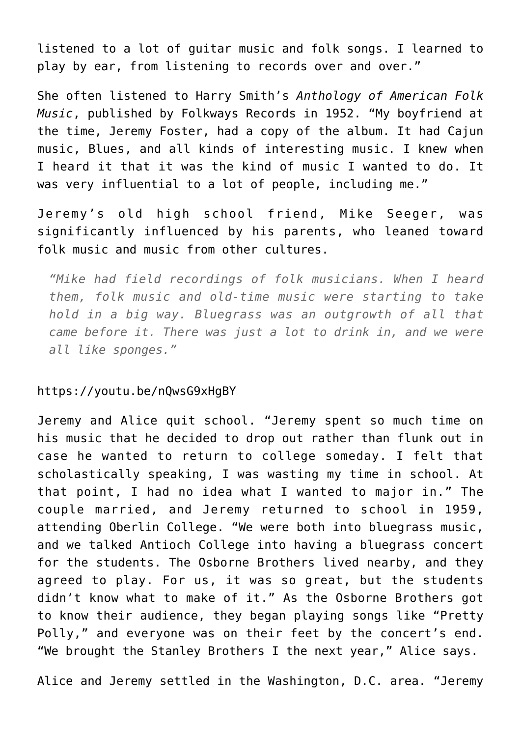listened to a lot of guitar music and folk songs. I learned to play by ear, from listening to records over and over."

She often listened to Harry Smith's *Anthology of American Folk Music*, published by Folkways Records in 1952. "My boyfriend at the time, Jeremy Foster, had a copy of the album. It had Cajun music, Blues, and all kinds of interesting music. I knew when I heard it that it was the kind of music I wanted to do. It was very influential to a lot of people, including me."

Jeremy's old high school friend, Mike Seeger, was significantly influenced by his parents, who leaned toward folk music and music from other cultures.

> *"Mike had field recordings of folk musicians. When I heard them, folk music and old-time music were starting to take hold in a big way. Bluegrass was an outgrowth of all that came before it. There was just a lot to drink in, and we were all like sponges."*

https://youtu.be/nQwsG9xHgBY

Jeremy and Alice quit school. "Jeremy spent so much time on his music that he decided to drop out rather than flunk out in case he wanted to return to college someday. I felt that scholastically speaking, I was wasting my time in school. At that point, I had no idea what I wanted to major in." The couple married, and Jeremy returned to school in 1959, attending Oberlin College. "We were both into bluegrass music, and we talked Antioch College into having a bluegrass concert for the students. The Osborne Brothers lived nearby, and they agreed to play. For us, it was so great, but the students didn't know what to make of it." As the Osborne Brothers got to know their audience, they began playing songs like "Pretty Polly," and everyone was on their feet by the concert's end. "We brought the Stanley Brothers I the next year," Alice says.

Alice and Jeremy settled in the Washington, D.C. area. "Jeremy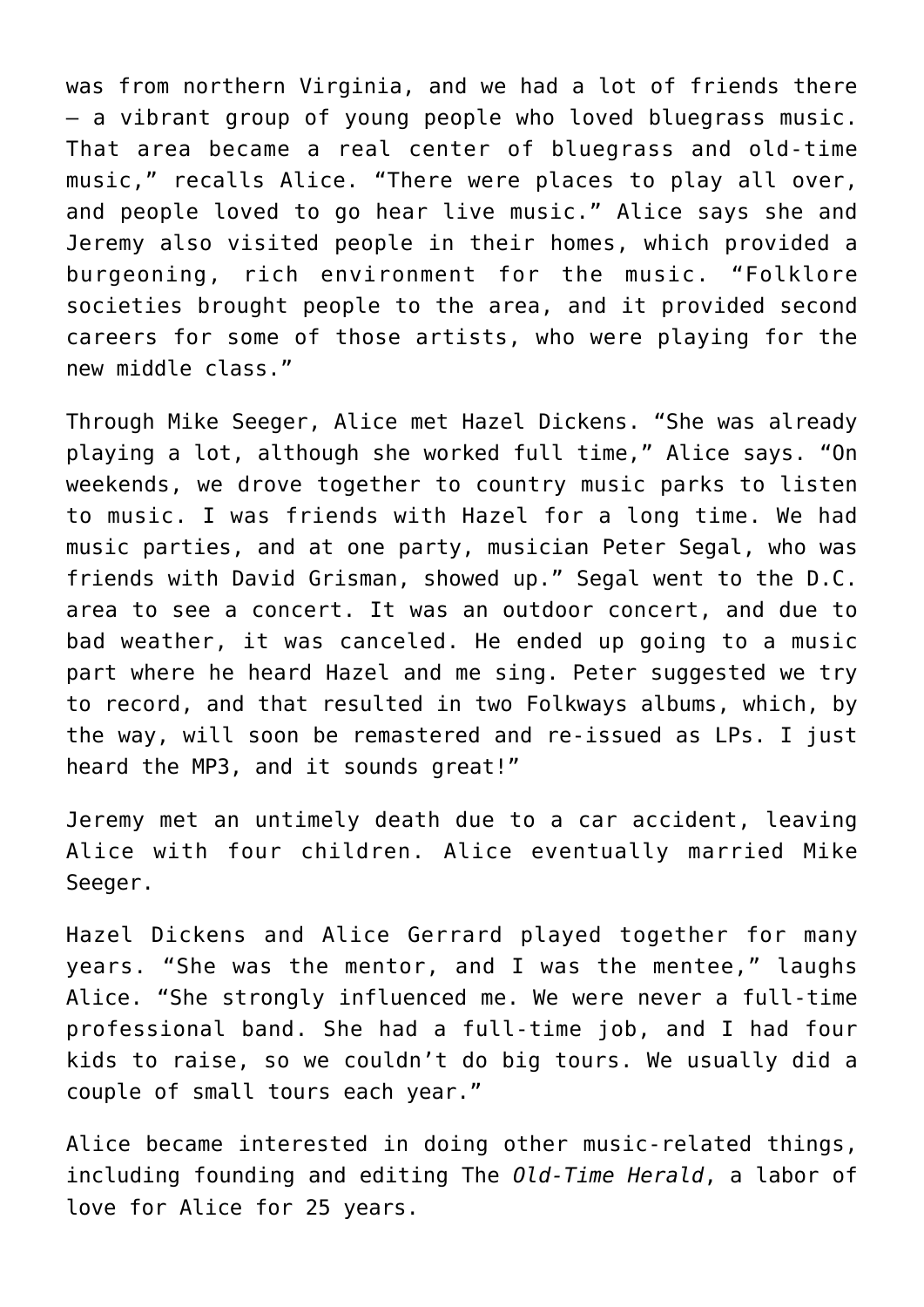was from northern Virginia, and we had a lot of friends there – a vibrant group of young people who loved bluegrass music. That area became a real center of bluegrass and old-time music," recalls Alice. "There were places to play all over, and people loved to go hear live music." Alice says she and Jeremy also visited people in their homes, which provided a burgeoning, rich environment for the music. "Folklore societies brought people to the area, and it provided second careers for some of those artists, who were playing for the new middle class."

Through Mike Seeger, Alice met Hazel Dickens. "She was already playing a lot, although she worked full time," Alice says. "On weekends, we drove together to country music parks to listen to music. I was friends with Hazel for a long time. We had music parties, and at one party, musician Peter Segal, who was friends with David Grisman, showed up." Segal went to the D.C. area to see a concert. It was an outdoor concert, and due to bad weather, it was canceled. He ended up going to a music part where he heard Hazel and me sing. Peter suggested we try to record, and that resulted in two Folkways albums, which, by the way, will soon be remastered and re-issued as LPs. I just heard the MP3, and it sounds great!"

Jeremy met an untimely death due to a car accident, leaving Alice with four children. Alice eventually married Mike Seeger.

Hazel Dickens and Alice Gerrard played together for many years. "She was the mentor, and I was the mentee," laughs Alice. "She strongly influenced me. We were never a full-time professional band. She had a full-time job, and I had four kids to raise, so we couldn't do big tours. We usually did a couple of small tours each year."

Alice became interested in doing other music-related things, including founding and editing The *Old-Time Herald*, a labor of love for Alice for 25 years.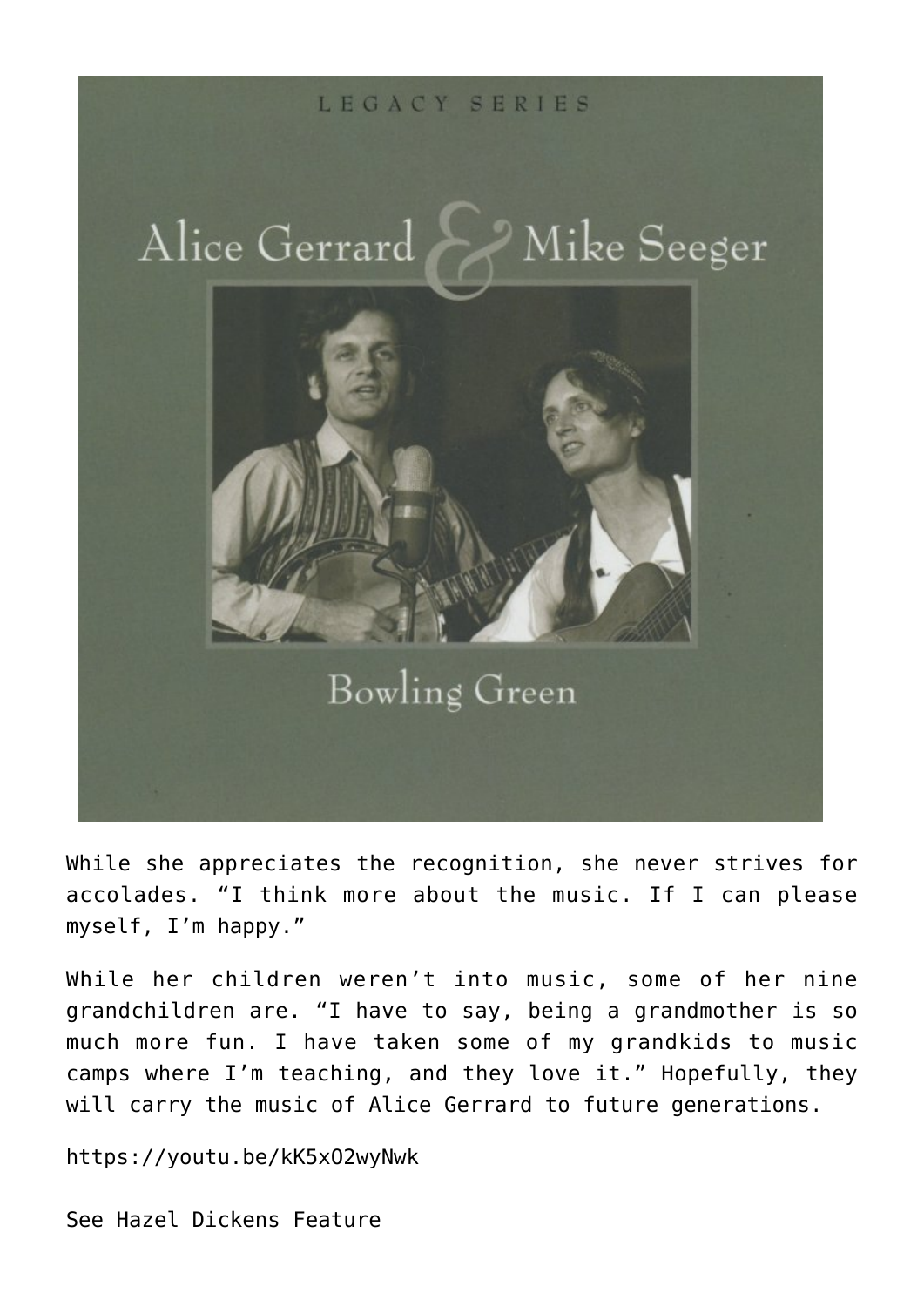While she appreciates the recognition, she never strives for accolades. “I think more about the music. If I can please myself, I’m happy.”

While her children weren’t into music, some of her nine grandchildren are. “I have to say, being a grandmother is so much more fun. I have taken some of my grandkids to music camps where I’m teaching, and they love it.” Hopefully, they will carry the music of Alice Gerrard to future generations.

https://youtu.be/kK5xO2wyNwk

See Hazel Dickens Feature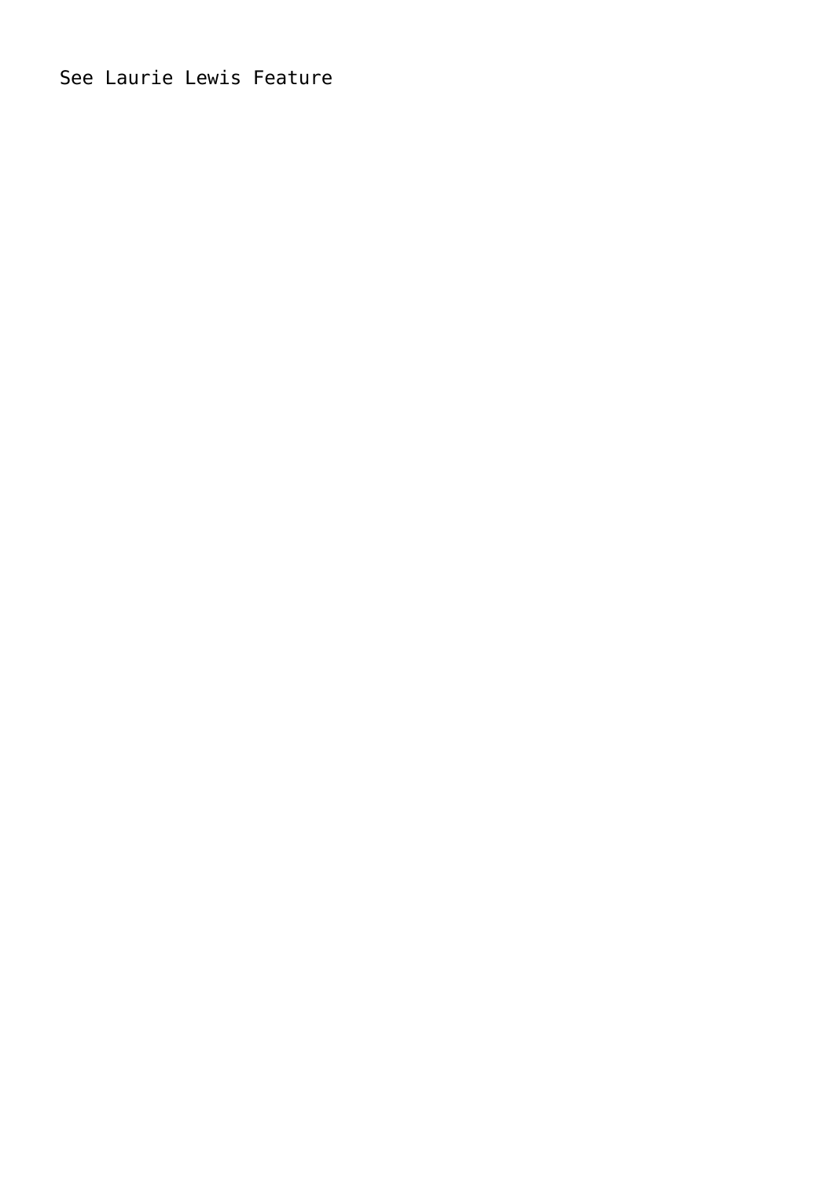See Laurie Lewis Feature